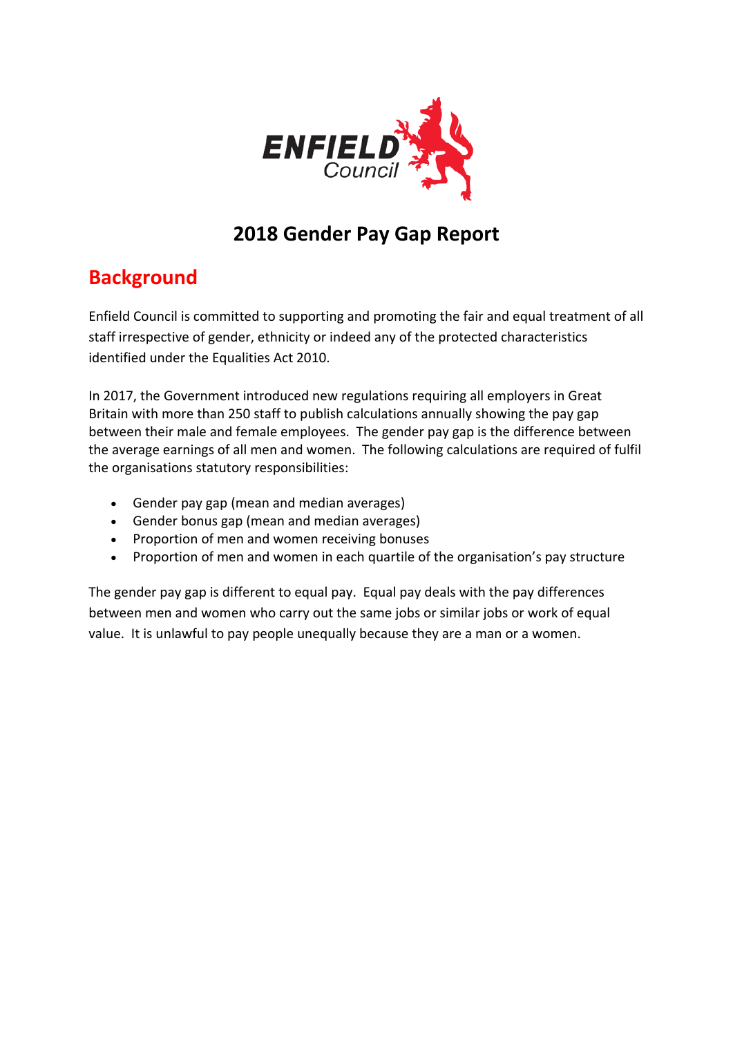# 2018 Gender Pay Gap Report

## Background

Enfield Council is committed to supporting and promoting the fair and equal treatment of all staff irrespective of gender, ethnicity or indeed any of the protected characteristics identified under the Equalities Act 2010.

In 2017, the Government introduced new regulations requiring all employers in Great Britain with more than 250 staff to publish calculations annually showing the pay gap between their male and female employees. The gender pay gap is the difference between the average earnings of all men and women. The following calculations are required of fulfil the organisations statutory responsibilities:

- Gender pay gap (mean and median averages)
- Gender bonus gap (mean and median averages)
- Proportion of men and women receiving bonuses
- Proportion of men and women in each quartile of the organisation's pay structure

The gender pay gap is different to equal pay. Equal pay deals with the pay differences between men and women who carry out the same jobs or similar jobs or work of equal value. It is unlawful to pay people unequally because they are a man or a women.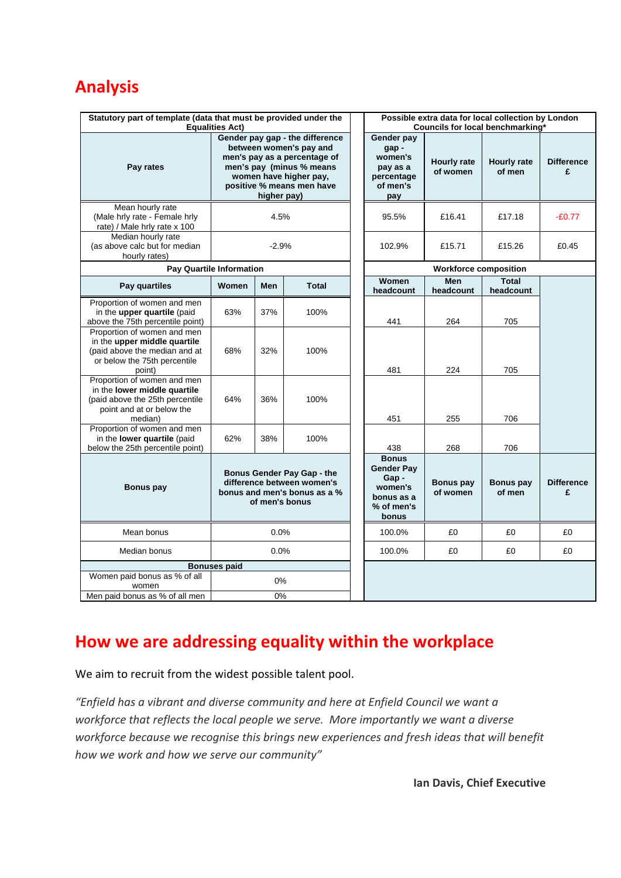## Analysis

| Statutory part of template (data that must be provided under the Equalities Act) | | | | Possible extra data for local collection by London Councils for local benchmarking* | | | |
|---|---|---|---|---|---|---|---|
| **Pay rates** | **Gender pay gap - the difference between women's pay and men's pay as a percentage of men's pay (minus % means women have higher pay, positive % means men have higher pay)** | | | **Gender pay gap - women's pay as a percentage of men's pay** | **Hourly rate of women** | **Hourly rate of men** | **Difference £** |
| Mean hourly rate (Male hrly rate - Female hrly rate) / Male hrly rate x 100 | 4.5% | | | 95.5% | £16.41 | £17.18 | -£0.77 |
| Median hourly rate (as above calc but for median hourly rates) | -2.9% | | | 102.9% | £15.71 | £15.26 | £0.45 |
| **Pay Quartile Information** | | | | **Workforce composition** | | | |
| **Pay quartiles** | **Women** | **Men** | **Total** | **Women headcount** | **Men headcount** | **Total headcount** | |
| Proportion of women and men in the **upper quartile** (paid above the 75th percentile point) | 63% | 37% | 100% | 441 | 264 | 705 | |
| Proportion of women and men in the **upper middle quartile** (paid above the median and at or below the 75th percentile point) | 68% | 32% | 100% | 481 | 224 | 705 | |
| Proportion of women and men in the **lower middle quartile** (paid above the 25th percentile point and at or below the median) | 64% | 36% | 100% | 451 | 255 | 706 | |
| Proportion of women and men in the **lower quartile** (paid below the 25th percentile point) | 62% | 38% | 100% | 438 | 268 | 706 | |
| **Bonus pay** | **Bonus Gender Pay Gap - the difference between women's bonus and men's bonus as a % of men's bonus** | | | **Bonus Gender Pay Gap - women's bonus as a % of men's bonus** | **Bonus pay of women** | **Bonus pay of men** | **Difference £** |
| Mean bonus | 0.0% | | | 100.0% | £0 | £0 | £0 |
| Median bonus | 0.0% | | | 100.0% | £0 | £0 | £0 |
| **Bonuses paid** | | | | | | | |
| Women paid bonus as % of all women | 0% | | | | | | |
| Men paid bonus as % of all men | 0% | | | | | | |

## How we are addressing equality within the workplace

We aim to recruit from the widest possible talent pool.

*"Enfield has a vibrant and diverse community and here at Enfield Council we want a workforce that reflects the local people we serve. More importantly we want a diverse workforce because we recognise this brings new experiences and fresh ideas that will benefit how we work and how we serve our community"*

**Ian Davis, Chief Executive**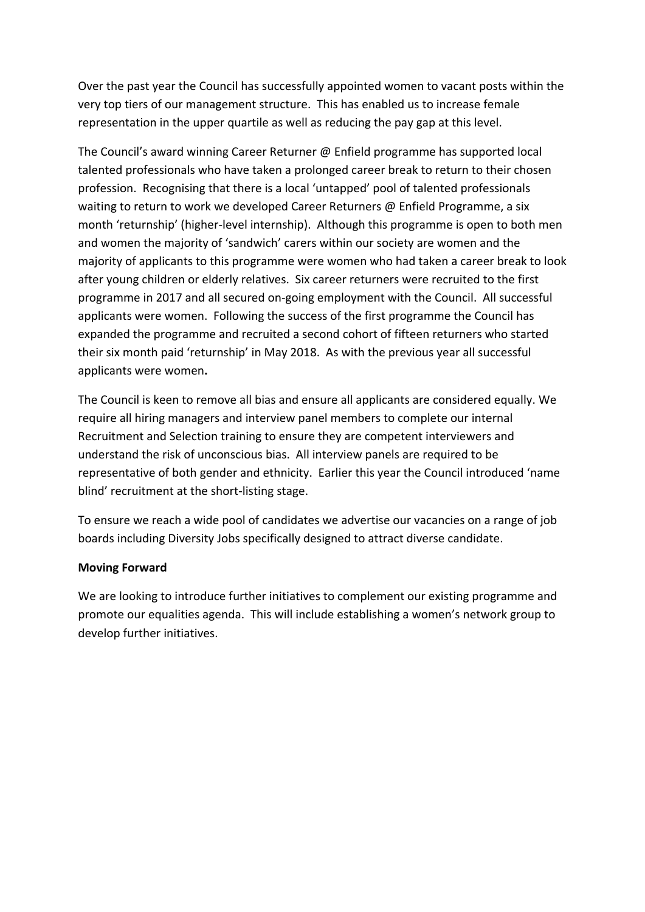Over the past year the Council has successfully appointed women to vacant posts within the very top tiers of our management structure. This has enabled us to increase female representation in the upper quartile as well as reducing the pay gap at this level.

The Council's award winning Career Returner @ Enfield programme has supported local talented professionals who have taken a prolonged career break to return to their chosen profession. Recognising that there is a local 'untapped' pool of talented professionals waiting to return to work we developed Career Returners @ Enfield Programme, a six month 'returnship' (higher-level internship). Although this programme is open to both men and women the majority of 'sandwich' carers within our society are women and the majority of applicants to this programme were women who had taken a career break to look after young children or elderly relatives. Six career returners were recruited to the first programme in 2017 and all secured on-going employment with the Council. All successful applicants were women. Following the success of the first programme the Council has expanded the programme and recruited a second cohort of fifteen returners who started their six month paid 'returnship' in May 2018. As with the previous year all successful applicants were women**.**

The Council is keen to remove all bias and ensure all applicants are considered equally. We require all hiring managers and interview panel members to complete our internal Recruitment and Selection training to ensure they are competent interviewers and understand the risk of unconscious bias. All interview panels are required to be representative of both gender and ethnicity. Earlier this year the Council introduced 'name blind' recruitment at the short-listing stage.

To ensure we reach a wide pool of candidates we advertise our vacancies on a range of job boards including Diversity Jobs specifically designed to attract diverse candidate.

**Moving Forward**

We are looking to introduce further initiatives to complement our existing programme and promote our equalities agenda. This will include establishing a women's network group to develop further initiatives.